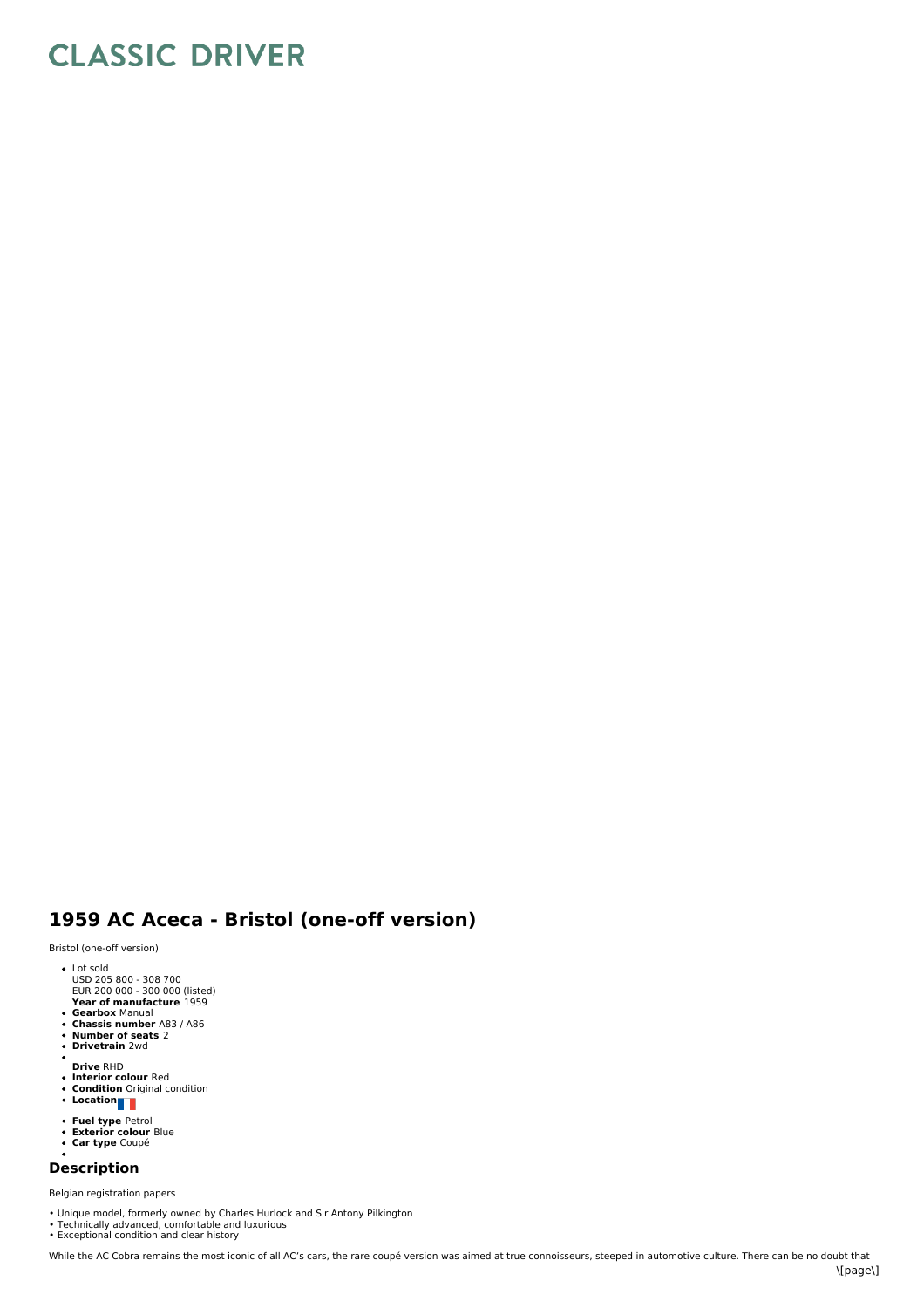# CLASSIC DRIVER

## 1959 AC Aceca - Bristol (one-off version)

Bristol (one-off version)

- Lot sold
  USD 205 800 - 308 700
  EUR 200 000 - 300 000 (listed)
  **Year of manufacture** 1959
- **Gearbox** Manual
- **Chassis number** A83 / A86
- **Number of seats** 2
- **Drivetrain** 2wd
- 
  **Drive** RHD
- **Interior colour** Red
- **Condition** Original condition
- **Location**
- **Fuel type** Petrol
- **Exterior colour** Blue
- **Car type** Coupé
- 

## Description

Belgian registration papers

• Unique model, formerly owned by Charles Hurlock and Sir Antony Pilkington
• Technically advanced, comfortable and luxurious
• Exceptional condition and clear history

While the AC Cobra remains the most iconic of all AC's cars, the rare coupé version was aimed at true connoisseurs, steeped in automotive culture. There can be no doubt that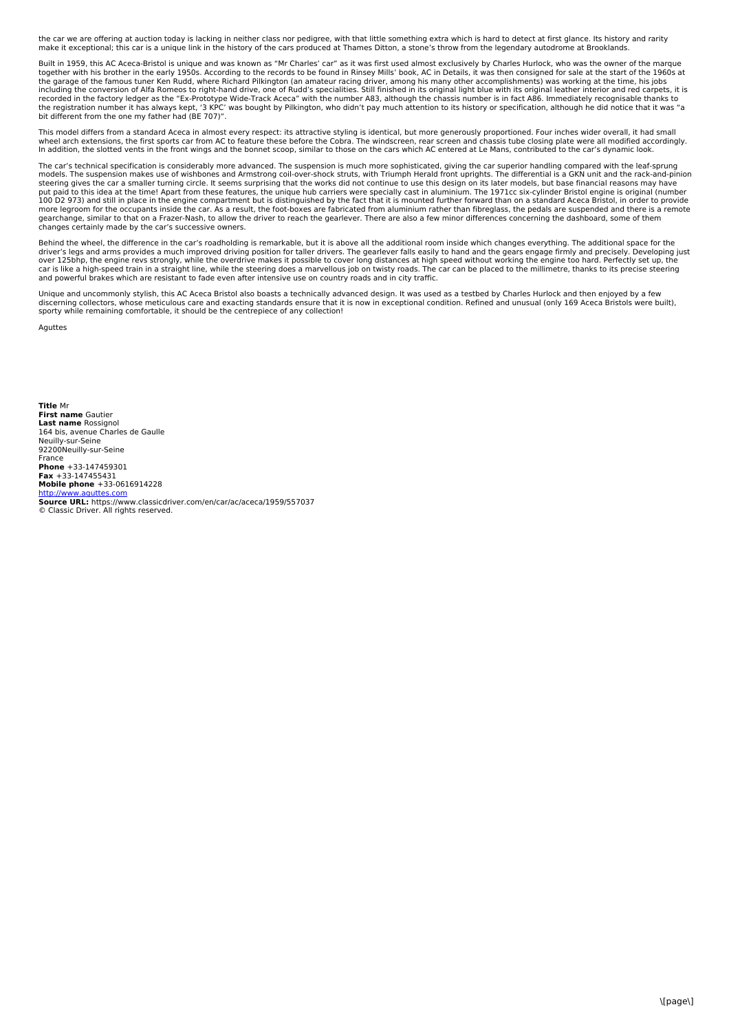the car we are offering at auction today is lacking in neither class nor pedigree, with that little something extra which is hard to detect at first glance. Its history and rarity make it exceptional; this car is a unique link in the history of the cars produced at Thames Ditton, a stone's throw from the legendary autodrome at Brooklands.

Built in 1959, this AC Aceca-Bristol is unique and was known as "Mr Charles' car" as it was first used almost exclusively by Charles Hurlock, who was the owner of the marque together with his brother in the early 1950s. According to the records to be found in Rinsey Mills' book, AC in Details, it was then consigned for sale at the start of the 1960s at the garage of the famous tuner Ken Rudd, where Richard Pilkington (an amateur racing driver, among his many other accomplishments) was working at the time, his jobs including the conversion of Alfa Romeos to right-hand drive, one of Rudd's specialities. Still finished in its original light blue with its original leather interior and red carpets, it is recorded in the factory ledger as the "Ex-Prototype Wide-Track Aceca" with the number A83, although the chassis number is in fact A86. Immediately recognisable thanks to the registration number it has always kept, '3 KPC' was bought by Pilkington, who didn't pay much attention to its history or specification, although he did notice that it was "a bit different from the one my father had (BE 707)".

This model differs from a standard Aceca in almost every respect: its attractive styling is identical, but more generously proportioned. Four inches wider overall, it had small wheel arch extensions, the first sports car from AC to feature these before the Cobra. The windscreen, rear screen and chassis tube closing plate were all modified accordingly. In addition, the slotted vents in the front wings and the bonnet scoop, similar to those on the cars which AC entered at Le Mans, contributed to the car's dynamic look.

The car's technical specification is considerably more advanced. The suspension is much more sophisticated, giving the car superior handling compared with the leaf-sprung models. The suspension makes use of wishbones and Armstrong coil-over-shock struts, with Triumph Herald front uprights. The differential is a GKN unit and the rack-and-pinion steering gives the car a smaller turning circle. It seems surprising that the works did not continue to use this design on its later models, but base financial reasons may have put paid to this idea at the time! Apart from these features, the unique hub carriers were specially cast in aluminium. The 1971cc six-cylinder Bristol engine is original (number 100 D2 973) and still in place in the engine compartment but is distinguished by the fact that it is mounted further forward than on a standard Aceca Bristol, in order to provide more legroom for the occupants inside the car. As a result, the foot-boxes are fabricated from aluminium rather than fibreglass, the pedals are suspended and there is a remote gearchange, similar to that on a Frazer-Nash, to allow the driver to reach the gearlever. There are also a few minor differences concerning the dashboard, some of them changes certainly made by the car's successive owners.

Behind the wheel, the difference in the car's roadholding is remarkable, but it is above all the additional room inside which changes everything. The additional space for the driver's legs and arms provides a much improved driving position for taller drivers. The gearlever falls easily to hand and the gears engage firmly and precisely. Developing just over 125bhp, the engine revs strongly, while the overdrive makes it possible to cover long distances at high speed without working the engine too hard. Perfectly set up, the car is like a high-speed train in a straight line, while the steering does a marvellous job on twisty roads. The car can be placed to the millimetre, thanks to its precise steering and powerful brakes which are resistant to fade even after intensive use on country roads and in city traffic.

Unique and uncommonly stylish, this AC Aceca Bristol also boasts a technically advanced design. It was used as a testbed by Charles Hurlock and then enjoyed by a few discerning collectors, whose meticulous care and exacting standards ensure that it is now in exceptional condition. Refined and unusual (only 169 Aceca Bristols were built), sporty while remaining comfortable, it should be the centrepiece of any collection!

Aguttes

**Title** Mr
**First name** Gautier
**Last name** Rossignol
164 bis, avenue Charles de Gaulle
Neuilly-sur-Seine
92200Neuilly-sur-Seine
France
**Phone** +33-147459301
**Fax** +33-147455431
**Mobile phone** +33-0616914228
http://www.aguttes.com
**Source URL:** https://www.classicdriver.com/en/car/ac/aceca/1959/557037
© Classic Driver. All rights reserved.